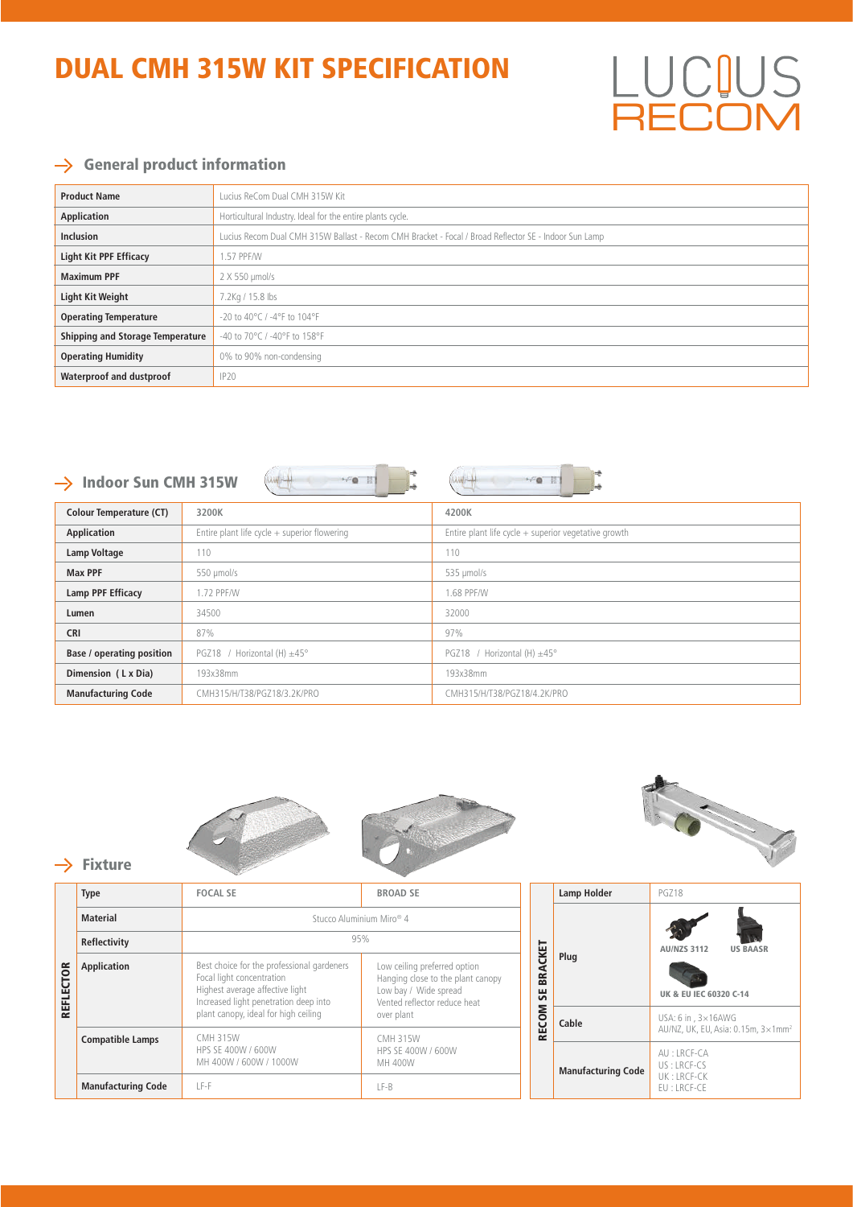# DUAL CMH 315W KIT SPECIFICATION

LUCIUS RECOM

## General product information

| | |
|---|---|
| **Product Name** | Lucius ReCom Dual CMH 315W Kit |
| **Application** | Horticultural Industry. Ideal for the entire plants cycle. |
| **Inclusion** | Lucius Recom Dual CMH 315W Ballast - Recom CMH Bracket - Focal / Broad Reflector SE - Indoor Sun Lamp |
| **Light Kit PPF Efficacy** | 1.57 PPF/W |
| **Maximum PPF** | 2 X 550 µmol/s |
| **Light Kit Weight** | 7.2Kg / 15.8 lbs |
| **Operating Temperature** | -20 to 40°C / -4°F to 104°F |
| **Shipping and Storage Temperature** | -40 to 70°C / -40°F to 158°F |
| **Operating Humidity** | 0% to 90% non-condensing |
| **Waterproof and dustproof** | IP20 |

## Indoor Sun CMH 315W

| **Colour Temperature (CT)** | **3200K** | **4200K** |
|---|---|---|
| **Application** | Entire plant life cycle + superior flowering | Entire plant life cycle + superior vegetative growth |
| **Lamp Voltage** | 110 | 110 |
| **Max PPF** | 550 µmol/s | 535 µmol/s |
| **Lamp PPF Efficacy** | 1.72 PPF/W | 1.68 PPF/W |
| **Lumen** | 34500 | 32000 |
| **CRI** | 87% | 97% |
| **Base / operating position** | PGZ18 / Horizontal (H) ±45° | PGZ18 / Horizontal (H) ±45° |
| **Dimension ( L x Dia)** | 193x38mm | 193x38mm |
| **Manufacturing Code** | CMH315/H/T38/PGZ18/3.2K/PRO | CMH315/H/T38/PGZ18/4.2K/PRO |

## Fixture

| | **Type** | **FOCAL SE** | **BROAD SE** |
|---|---|---|---|
| **REFLECTOR** | **Material** | Stucco Aluminium Miro® 4 | |
| | **Reflectivity** | 95% | |
| | **Application** | Best choice for the professional gardeners<br>Focal light concentration<br>Highest average affective light<br>Increased light penetration deep into plant canopy, ideal for high ceiling | Low ceiling preferred option<br>Hanging close to the plant canopy<br>Low bay / Wide spread<br>Vented reflector reduce heat over plant |
| | **Compatible Lamps** | CMH 315W<br>HPS SE 400W / 600W<br>MH 400W / 600W / 1000W | CMH 315W<br>HPS SE 400W / 600W<br>MH 400W |
| | **Manufacturing Code** | LF-F | LF-B |

| | | |
|---|---|---|
| **RECOM SE BRACKET** | **Lamp Holder** | PGZ18 |
| | **Plug** | AU/NZS 3112<br>US BAASR<br>UK & EU IEC 60320 C-14 |
| | **Cable** | USA: 6 in , 3×16AWG<br>AU/NZ, UK, EU, Asia: 0.15m, 3×1mm² |
| | **Manufacturing Code** | AU : LRCF-CA<br>US : LRCF-CS<br>UK : LRCF-CK<br>EU : LRCF-CE |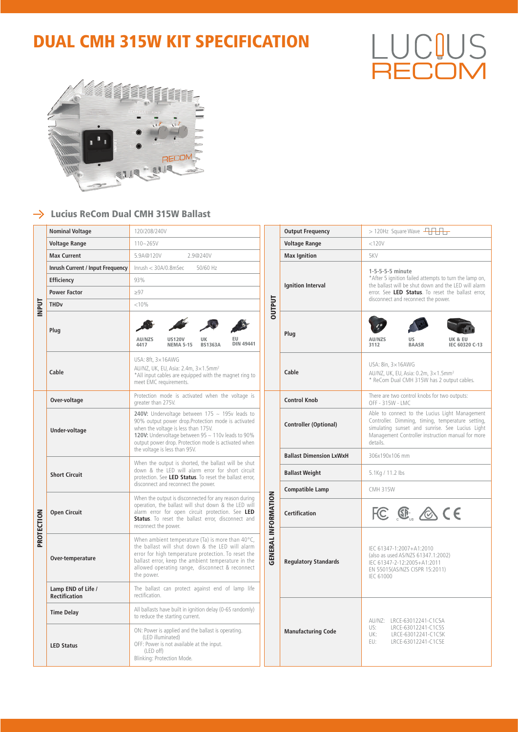# DUAL CMH 315W KIT SPECIFICATION

LUCIUS RECOM

## Lucius ReCom Dual CMH 315W Ballast

| | | |
|---|---|---|
| **INPUT** | **Nominal Voltage** | 120/208/240V |
| | **Voltage Range** | 110~265V |
| | **Max Current** | 5.9A@120V 2.9@240V |
| | **Inrush Current / Input Frequency** | Inrush < 30A/0.8mSec 50/60 Hz |
| | **Efficiency** | 93% |
| | **Power Factor** | ≥97 |
| | **THDv** | <10% |
| | **Plug** | AU/NZS 4417; US120V NEMA 5-15; UK BS1363A; EU DIN 49441 |
| | **Cable** | USA: 8ft, 3×16AWG<br>AU/NZ, UK, EU, Asia: 2.4m, 3×1.5mm²<br>*All input cables are equipped with the magnet ring to meet EMC requirements. |
| **PROTECTION** | **Over-voltage** | Protection mode is activated when the voltage is greater than 275V. |
| | **Under-voltage** | **240V:** Undervoltage between 175 ~ 195v leads to 90% output power drop.Protection mode is activated when the voltage is less than 175V.<br>**120V:** Undervoltage between 95 ~ 110v leads to 90% output power drop. Protection mode is activated when the voltage is less than 95V. |
| | **Short Circuit** | When the output is shorted, the ballast will be shut down & the LED will alarm error for short circuit protection. See **LED Status**. To reset the ballast error, disconnect and reconnect the power. |
| | **Open Circuit** | When the output is disconnected for any reason during operation, the ballast will shut down & the LED will alarm error for open circuit protection. See **LED Status**. To reset the ballast error, disconnect and reconnect the power. |
| | **Over-temperature** | When ambient temperature (Ta) is more than 40°C, the ballast will shut down & the LED will alarm error for high temperature protection. To reset the ballast error, keep the ambient temperature in the allowed operating range, disconnect & reconnect the power. |
| | **Lamp END of Life / Rectification** | The ballast can protect against end of lamp life rectification. |
| | **Time Delay** | All ballasts have built in ignition delay (0-6S randomly) to reduce the starting current. |
| | **LED Status** | ON: Power is applied and the ballast is operating. (LED illuminated)<br>OFF: Power is not available at the input. (LED off)<br>Blinking: Protection Mode. |

| | | |
|---|---|---|
| **OUTPUT** | **Output Frequency** | > 120Hz Square Wave |
| | **Voltage Range** | <120V |
| | **Max Ignition** | 5KV |
| | **Ignition Interval** | **1-5-5-5-5 minute**<br>*After 5 ignition failed attempts to turn the lamp on, the ballast will be shut down and the LED will alarm error. See **LED Status**. To reset the ballast error, disconnect and reconnect the power. |
| | **Plug** | AU/NZS 3112; US BAASR; UK & EU IEC 60320 C-13 |
| | **Cable** | USA: 8in, 3×16AWG<br>AU/NZ, UK, EU, Asia: 0.2m, 3×1.5mm²<br>* ReCom Dual CMH 315W has 2 output cables. |
| **GENERAL INFORMATION** | **Control Knob** | There are two control knobs for two outputs: OFF - 315W - LMC |
| | **Controller (Optional)** | Able to connect to the Lucius Light Management Controller. Dimming, timing, temperature setting, simulating sunset and sunrise. See Lucius Light Management Controller instruction manual for more details. |
| | **Ballast Dimension LxWxH** | 306x190x106 mm |
| | **Ballast Weight** | 5.1Kg / 11.2 lbs |
| | **Compatible Lamp** | CMH 315W |
| | **Certification** | FC, CSA, CE |
| | **Regulatory Standards** | IEC 61347-1:2007+A1:2010<br>(also as used AS/NZS 61347.1:2002)<br>IEC 61347-2-12:2005+A1:2011<br>EN 55015(AS/NZS CISPR 15:2011)<br>IEC 61000 |
| | **Manufacturing Code** | AU/NZ: LRCE-63012241-C1C5A<br>US: LRCE-63012241-C1C5S<br>UK: LRCE-63012241-C1C5K<br>EU: LRCE-63012241-C1C5E |